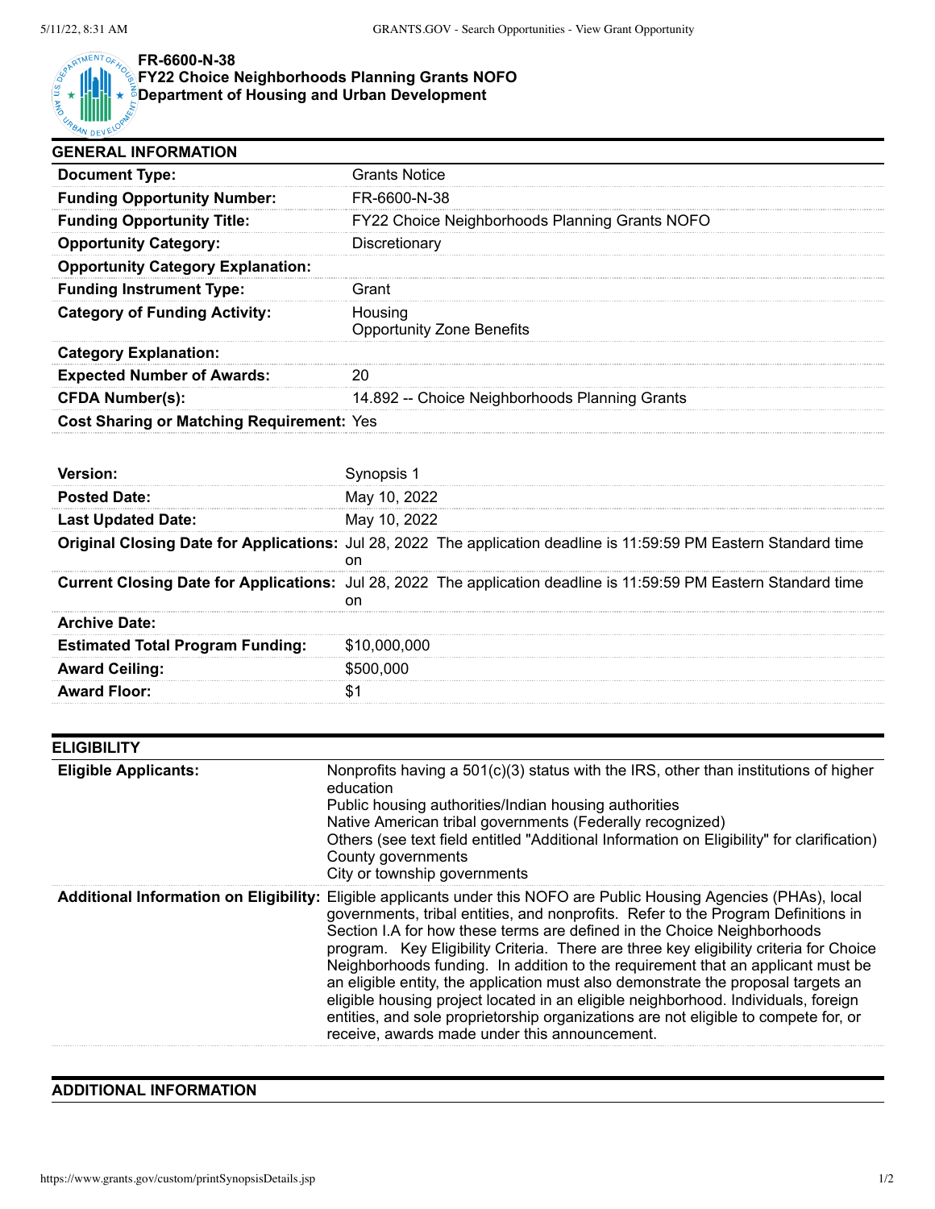**FR-6600-N-38**
**FY22 Choice Neighborhoods Planning Grants NOFO**
**Department of Housing and Urban Development**

## GENERAL INFORMATION

| | |
|---|---|
| **Document Type:** | Grants Notice |
| **Funding Opportunity Number:** | FR-6600-N-38 |
| **Funding Opportunity Title:** | FY22 Choice Neighborhoods Planning Grants NOFO |
| **Opportunity Category:** | Discretionary |
| **Opportunity Category Explanation:** | |
| **Funding Instrument Type:** | Grant |
| **Category of Funding Activity:** | Housing<br>Opportunity Zone Benefits |
| **Category Explanation:** | |
| **Expected Number of Awards:** | 20 |
| **CFDA Number(s):** | 14.892 -- Choice Neighborhoods Planning Grants |
| **Cost Sharing or Matching Requirement:** | Yes |

| | |
|---|---|
| **Version:** | Synopsis 1 |
| **Posted Date:** | May 10, 2022 |
| **Last Updated Date:** | May 10, 2022 |
| **Original Closing Date for Applications:** | Jul 28, 2022 The application deadline is 11:59:59 PM Eastern Standard time on |
| **Current Closing Date for Applications:** | Jul 28, 2022 The application deadline is 11:59:59 PM Eastern Standard time on |
| **Archive Date:** | |
| **Estimated Total Program Funding:** | $10,000,000 |
| **Award Ceiling:** | $500,000 |
| **Award Floor:** | $1 |

## ELIGIBILITY

| | |
|---|---|
| **Eligible Applicants:** | Nonprofits having a 501(c)(3) status with the IRS, other than institutions of higher education<br>Public housing authorities/Indian housing authorities<br>Native American tribal governments (Federally recognized)<br>Others (see text field entitled "Additional Information on Eligibility" for clarification)<br>County governments<br>City or township governments |
| **Additional Information on Eligibility:** | Eligible applicants under this NOFO are Public Housing Agencies (PHAs), local governments, tribal entities, and nonprofits. Refer to the Program Definitions in Section I.A for how these terms are defined in the Choice Neighborhoods program. Key Eligibility Criteria. There are three key eligibility criteria for Choice Neighborhoods funding. In addition to the requirement that an applicant must be an eligible entity, the application must also demonstrate the proposal targets an eligible housing project located in an eligible neighborhood. Individuals, foreign entities, and sole proprietorship organizations are not eligible to compete for, or receive, awards made under this announcement. |

## ADDITIONAL INFORMATION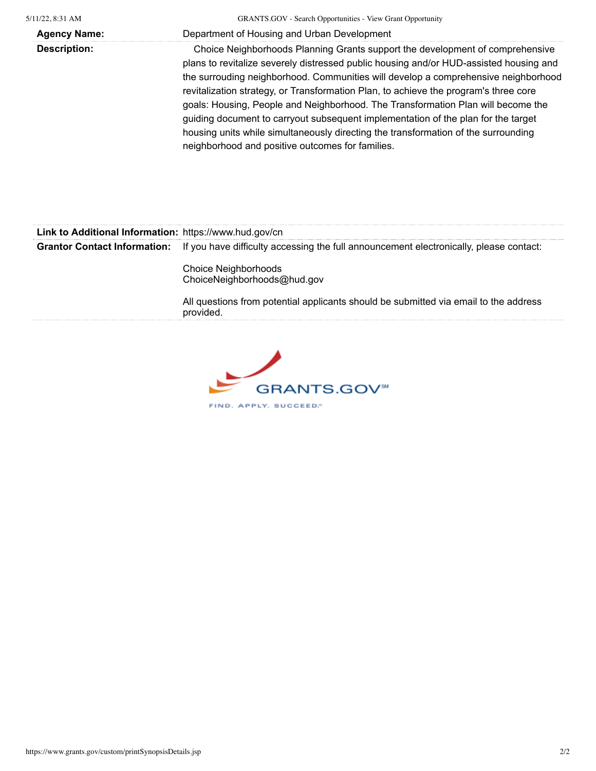| | |
|---|---|
| **Agency Name:** | Department of Housing and Urban Development |
| **Description:** | Choice Neighborhoods Planning Grants support the development of comprehensive plans to revitalize severely distressed public housing and/or HUD-assisted housing and the surrounding neighborhood. Communities will develop a comprehensive neighborhood revitalization strategy, or Transformation Plan, to achieve the program's three core goals: Housing, People and Neighborhood. The Transformation Plan will become the guiding document to carryout subsequent implementation of the plan for the target housing units while simultaneously directing the transformation of the surrounding neighborhood and positive outcomes for families. |
| **Link to Additional Information:** | https://www.hud.gov/cn |
| **Grantor Contact Information:** | If you have difficulty accessing the full announcement electronically, please contact:<br><br>Choice Neighborhoods<br>ChoiceNeighborhoods@hud.gov<br><br>All questions from potential applicants should be submitted via email to the address provided. |

GRANTS.GOV℠

FIND. APPLY. SUCCEED.℠